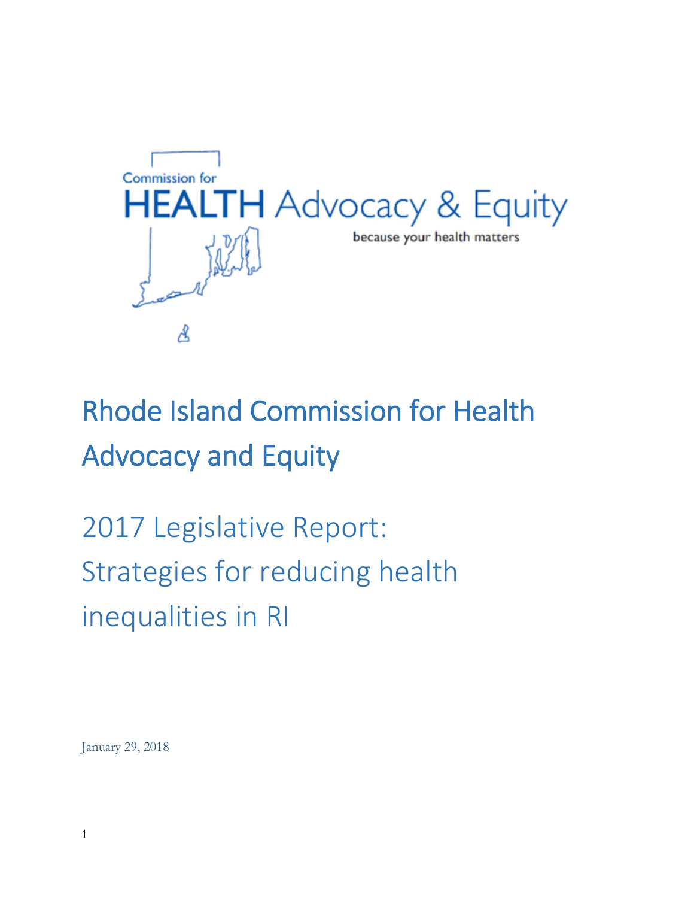Commission for

HEALTH Advocacy & Equity

because your health matters

# Rhode Island Commission for Health Advocacy and Equity

## 2017 Legislative Report: Strategies for reducing health inequalities in RI

January 29, 2018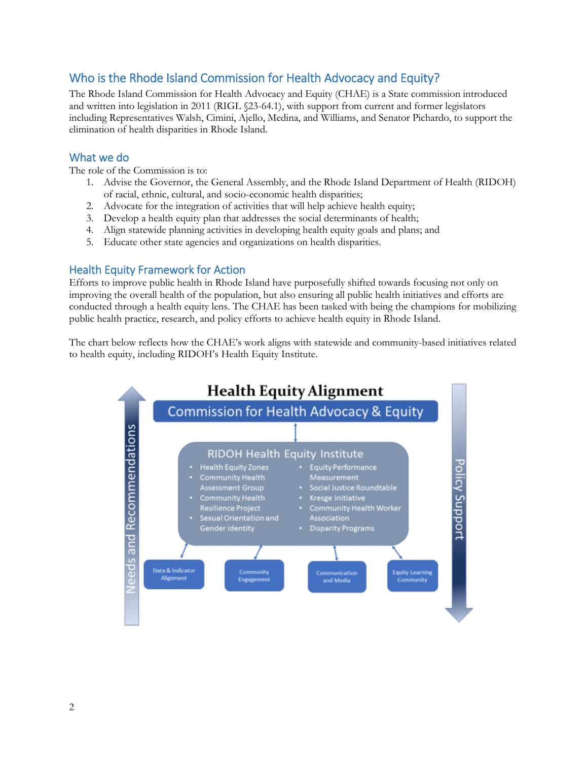## Who is the Rhode Island Commission for Health Advocacy and Equity?

The Rhode Island Commission for Health Advocacy and Equity (CHAE) is a State commission introduced and written into legislation in 2011 (RIGL §23-64.1), with support from current and former legislators including Representatives Walsh, Cimini, Ajello, Medina, and Williams, and Senator Pichardo, to support the elimination of health disparities in Rhode Island.

## What we do

The role of the Commission is to:

1. Advise the Governor, the General Assembly, and the Rhode Island Department of Health (RIDOH) of racial, ethnic, cultural, and socio-economic health disparities;
2. Advocate for the integration of activities that will help achieve health equity;
3. Develop a health equity plan that addresses the social determinants of health;
4. Align statewide planning activities in developing health equity goals and plans; and
5. Educate other state agencies and organizations on health disparities.

## Health Equity Framework for Action

Efforts to improve public health in Rhode Island have purposefully shifted towards focusing not only on improving the overall health of the population, but also ensuring all public health initiatives and efforts are conducted through a health equity lens. The CHAE has been tasked with being the champions for mobilizing public health practice, research, and policy efforts to achieve health equity in Rhode Island.

The chart below reflects how the CHAE's work aligns with statewide and community-based initiatives related to health equity, including RIDOH's Health Equity Institute.

**Health Equity Alignment**

Commission for Health Advocacy & Equity

RIDOH Health Equity Institute
- Health Equity Zones
- Community Health Assessment Group
- Community Health Resilience Project
- Sexual Orientation and Gender Identity
- Equity Performance Measurement
- Social Justice Roundtable
- Kresge Initiative
- Community Health Worker Association
- Disparity Programs

Data & Indicator Alignment | Community Engagement | Communication and Media | Equity Learning Community

Needs and Recommendations

Policy Support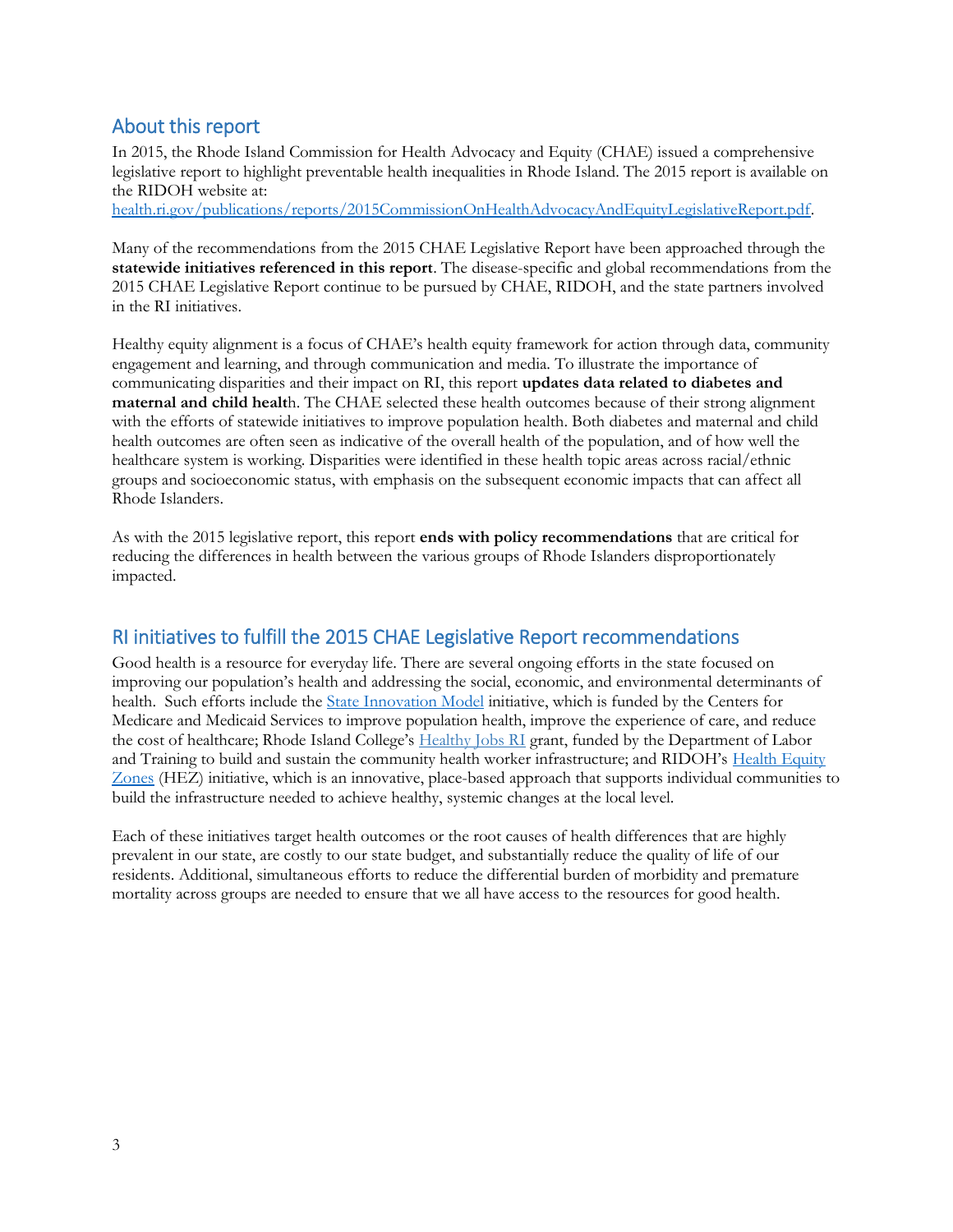## About this report

In 2015, the Rhode Island Commission for Health Advocacy and Equity (CHAE) issued a comprehensive legislative report to highlight preventable health inequalities in Rhode Island. The 2015 report is available on the RIDOH website at: [health.ri.gov/publications/reports/2015CommissionOnHealthAdvocacyAndEquityLegislativeReport.pdf](health.ri.gov/publications/reports/2015CommissionOnHealthAdvocacyAndEquityLegislativeReport.pdf).

Many of the recommendations from the 2015 CHAE Legislative Report have been approached through the **statewide initiatives referenced in this report**. The disease-specific and global recommendations from the 2015 CHAE Legislative Report continue to be pursued by CHAE, RIDOH, and the state partners involved in the RI initiatives.

Healthy equity alignment is a focus of CHAE's health equity framework for action through data, community engagement and learning, and through communication and media. To illustrate the importance of communicating disparities and their impact on RI, this report **updates data related to diabetes and maternal and child healt**h. The CHAE selected these health outcomes because of their strong alignment with the efforts of statewide initiatives to improve population health. Both diabetes and maternal and child health outcomes are often seen as indicative of the overall health of the population, and of how well the healthcare system is working. Disparities were identified in these health topic areas across racial/ethnic groups and socioeconomic status, with emphasis on the subsequent economic impacts that can affect all Rhode Islanders.

As with the 2015 legislative report, this report **ends with policy recommendations** that are critical for reducing the differences in health between the various groups of Rhode Islanders disproportionately impacted.

## RI initiatives to fulfill the 2015 CHAE Legislative Report recommendations

Good health is a resource for everyday life. There are several ongoing efforts in the state focused on improving our population's health and addressing the social, economic, and environmental determinants of health. Such efforts include the State Innovation Model initiative, which is funded by the Centers for Medicare and Medicaid Services to improve population health, improve the experience of care, and reduce the cost of healthcare; Rhode Island College's Healthy Jobs RI grant, funded by the Department of Labor and Training to build and sustain the community health worker infrastructure; and RIDOH's Health Equity Zones (HEZ) initiative, which is an innovative, place-based approach that supports individual communities to build the infrastructure needed to achieve healthy, systemic changes at the local level.

Each of these initiatives target health outcomes or the root causes of health differences that are highly prevalent in our state, are costly to our state budget, and substantially reduce the quality of life of our residents. Additional, simultaneous efforts to reduce the differential burden of morbidity and premature mortality across groups are needed to ensure that we all have access to the resources for good health.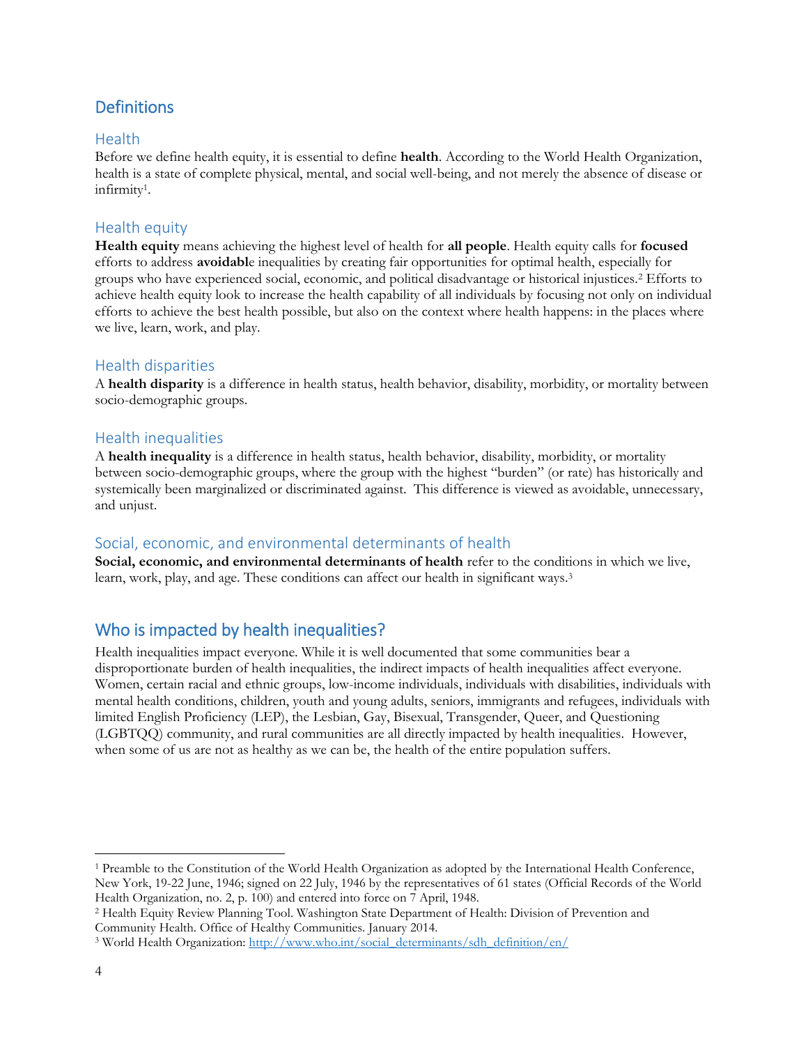## Definitions

### Health

Before we define health equity, it is essential to define **health**. According to the World Health Organization, health is a state of complete physical, mental, and social well-being, and not merely the absence of disease or infirmity[1].

### Health equity

**Health equity** means achieving the highest level of health for **all people**. Health equity calls for **focused** efforts to address **avoidabl**e inequalities by creating fair opportunities for optimal health, especially for groups who have experienced social, economic, and political disadvantage or historical injustices.[2] Efforts to achieve health equity look to increase the health capability of all individuals by focusing not only on individual efforts to achieve the best health possible, but also on the context where health happens: in the places where we live, learn, work, and play.

### Health disparities

A **health disparity** is a difference in health status, health behavior, disability, morbidity, or mortality between socio-demographic groups.

### Health inequalities

A **health inequality** is a difference in health status, health behavior, disability, morbidity, or mortality between socio-demographic groups, where the group with the highest "burden" (or rate) has historically and systemically been marginalized or discriminated against. This difference is viewed as avoidable, unnecessary, and unjust.

### Social, economic, and environmental determinants of health

**Social, economic, and environmental determinants of health** refer to the conditions in which we live, learn, work, play, and age. These conditions can affect our health in significant ways.[3]

## Who is impacted by health inequalities?

Health inequalities impact everyone. While it is well documented that some communities bear a disproportionate burden of health inequalities, the indirect impacts of health inequalities affect everyone. Women, certain racial and ethnic groups, low-income individuals, individuals with disabilities, individuals with mental health conditions, children, youth and young adults, seniors, immigrants and refugees, individuals with limited English Proficiency (LEP), the Lesbian, Gay, Bisexual, Transgender, Queer, and Questioning (LGBTQQ) community, and rural communities are all directly impacted by health inequalities. However, when some of us are not as healthy as we can be, the health of the entire population suffers.

---

[1] Preamble to the Constitution of the World Health Organization as adopted by the International Health Conference, New York, 19-22 June, 1946; signed on 22 July, 1946 by the representatives of 61 states (Official Records of the World Health Organization, no. 2, p. 100) and entered into force on 7 April, 1948.

[2] Health Equity Review Planning Tool. Washington State Department of Health: Division of Prevention and Community Health. Office of Healthy Communities. January 2014.

[3] World Health Organization: http://www.who.int/social_determinants/sdh_definition/en/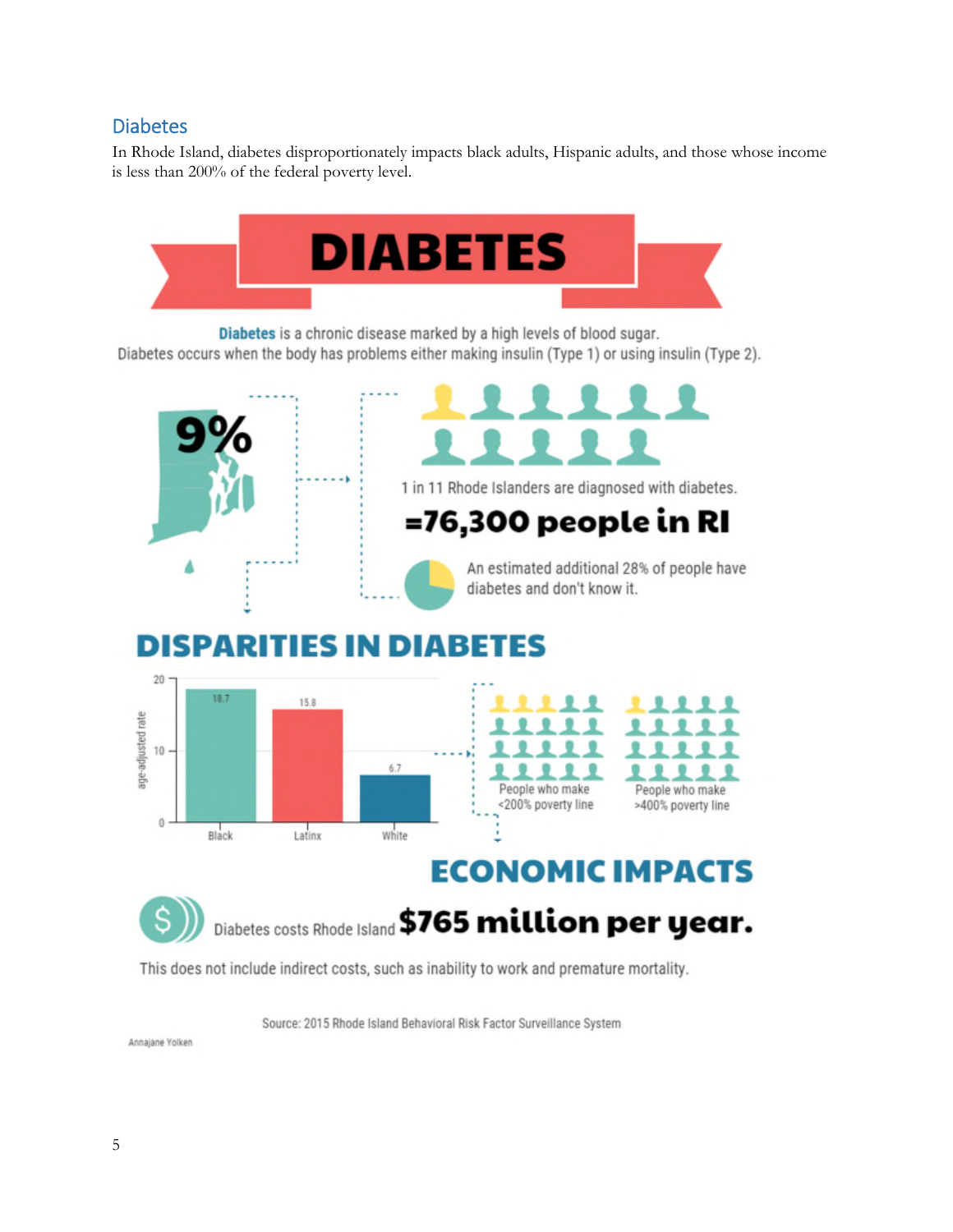## Diabetes

In Rhode Island, diabetes disproportionately impacts black adults, Hispanic adults, and those whose income is less than 200% of the federal poverty level.

# DIABETES

**Diabetes** is a chronic disease marked by a high levels of blood sugar.
Diabetes occurs when the body has problems either making insulin (Type 1) or using insulin (Type 2).

**9%**

1 in 11 Rhode Islanders are diagnosed with diabetes.

**=76,300 people in RI**

An estimated additional 28% of people have diabetes and don't know it.

## DISPARITIES IN DIABETES

| | Black | Latinx | White |
|---|---|---|---|
| age-adjusted rate | 18.7 | 15.8 | 6.7 |

People who make <200% poverty line

People who make >400% poverty line

## ECONOMIC IMPACTS

Diabetes costs Rhode Island **$765 million per year.**

This does not include indirect costs, such as inability to work and premature mortality.

Source: 2015 Rhode Island Behavioral Risk Factor Surveillance System

Annajane Yolken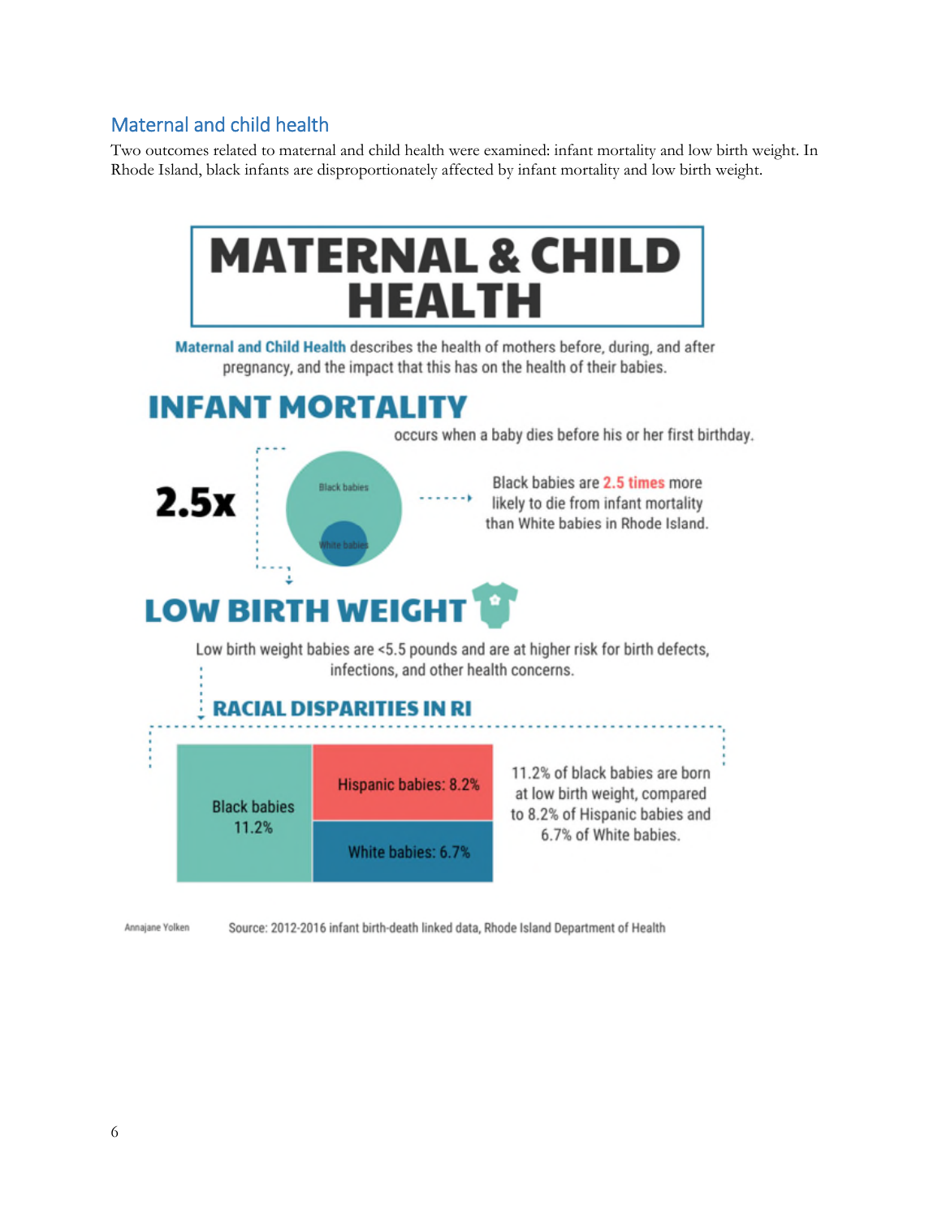## Maternal and child health

Two outcomes related to maternal and child health were examined: infant mortality and low birth weight. In Rhode Island, black infants are disproportionately affected by infant mortality and low birth weight.

# MATERNAL & CHILD HEALTH

**Maternal and Child Health** describes the health of mothers before, during, and after pregnancy, and the impact that this has on the health of their babies.

## INFANT MORTALITY

occurs when a baby dies before his or her first birthday.

**2.5x**

Black babies

White babies

Black babies are **2.5 times** more likely to die from infant mortality than White babies in Rhode Island.

## LOW BIRTH WEIGHT

Low birth weight babies are <5.5 pounds and are at higher risk for birth defects, infections, and other health concerns.

### RACIAL DISPARITIES IN RI

Black babies 11.2%

Hispanic babies: 8.2%

White babies: 6.7%

11.2% of black babies are born at low birth weight, compared to 8.2% of Hispanic babies and 6.7% of White babies.

Annajane Yolken

Source: 2012-2016 infant birth-death linked data, Rhode Island Department of Health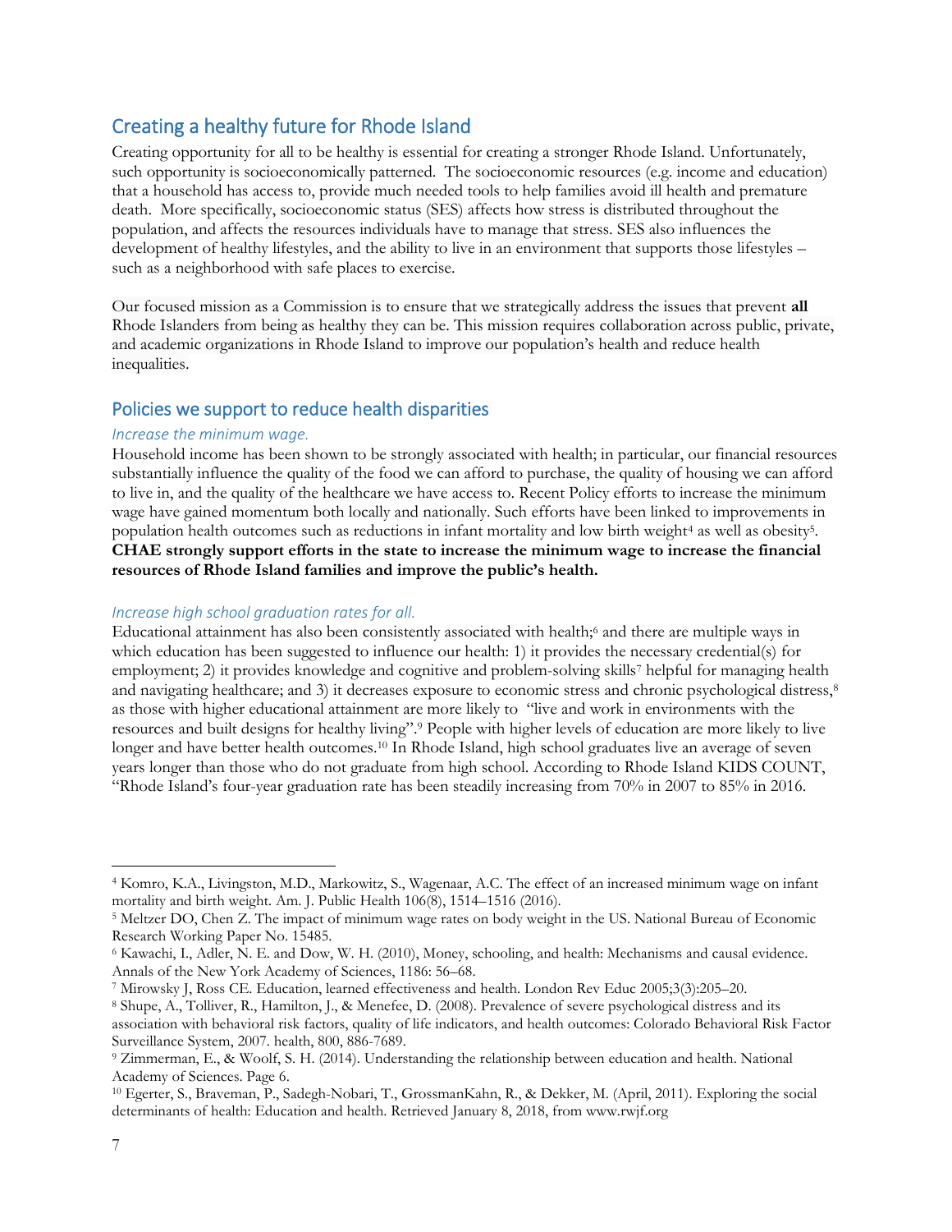## Creating a healthy future for Rhode Island

Creating opportunity for all to be healthy is essential for creating a stronger Rhode Island. Unfortunately, such opportunity is socioeconomically patterned. The socioeconomic resources (e.g. income and education) that a household has access to, provide much needed tools to help families avoid ill health and premature death. More specifically, socioeconomic status (SES) affects how stress is distributed throughout the population, and affects the resources individuals have to manage that stress. SES also influences the development of healthy lifestyles, and the ability to live in an environment that supports those lifestyles – such as a neighborhood with safe places to exercise.

Our focused mission as a Commission is to ensure that we strategically address the issues that prevent **all** Rhode Islanders from being as healthy they can be. This mission requires collaboration across public, private, and academic organizations in Rhode Island to improve our population's health and reduce health inequalities.

## Policies we support to reduce health disparities

### *Increase the minimum wage.*

Household income has been shown to be strongly associated with health; in particular, our financial resources substantially influence the quality of the food we can afford to purchase, the quality of housing we can afford to live in, and the quality of the healthcare we have access to. Recent Policy efforts to increase the minimum wage have gained momentum both locally and nationally. Such efforts have been linked to improvements in population health outcomes such as reductions in infant mortality and low birth weight[4] as well as obesity[5]. **CHAE strongly support efforts in the state to increase the minimum wage to increase the financial resources of Rhode Island families and improve the public's health.**

### *Increase high school graduation rates for all.*

Educational attainment has also been consistently associated with health;[6] and there are multiple ways in which education has been suggested to influence our health: 1) it provides the necessary credential(s) for employment; 2) it provides knowledge and cognitive and problem-solving skills[7] helpful for managing health and navigating healthcare; and 3) it decreases exposure to economic stress and chronic psychological distress,[8] as those with higher educational attainment are more likely to "live and work in environments with the resources and built designs for healthy living".[9] People with higher levels of education are more likely to live longer and have better health outcomes.[10] In Rhode Island, high school graduates live an average of seven years longer than those who do not graduate from high school. According to Rhode Island KIDS COUNT, "Rhode Island's four-year graduation rate has been steadily increasing from 70% in 2007 to 85% in 2016.

---

[4] Komro, K.A., Livingston, M.D., Markowitz, S., Wagenaar, A.C. The effect of an increased minimum wage on infant mortality and birth weight. Am. J. Public Health 106(8), 1514–1516 (2016).

[5] Meltzer DO, Chen Z. The impact of minimum wage rates on body weight in the US. National Bureau of Economic Research Working Paper No. 15485.

[6] Kawachi, I., Adler, N. E. and Dow, W. H. (2010), Money, schooling, and health: Mechanisms and causal evidence. Annals of the New York Academy of Sciences, 1186: 56–68.

[7] Mirowsky J, Ross CE. Education, learned effectiveness and health. London Rev Educ 2005;3(3):205–20.

[8] Shupe, A., Tolliver, R., Hamilton, J., & Menefee, D. (2008). Prevalence of severe psychological distress and its association with behavioral risk factors, quality of life indicators, and health outcomes: Colorado Behavioral Risk Factor Surveillance System, 2007. health, 800, 886-7689.

[9] Zimmerman, E., & Woolf, S. H. (2014). Understanding the relationship between education and health. National Academy of Sciences. Page 6.

[10] Egerter, S., Braveman, P., Sadegh-Nobari, T., GrossmanKahn, R., & Dekker, M. (April, 2011). Exploring the social determinants of health: Education and health. Retrieved January 8, 2018, from www.rwjf.org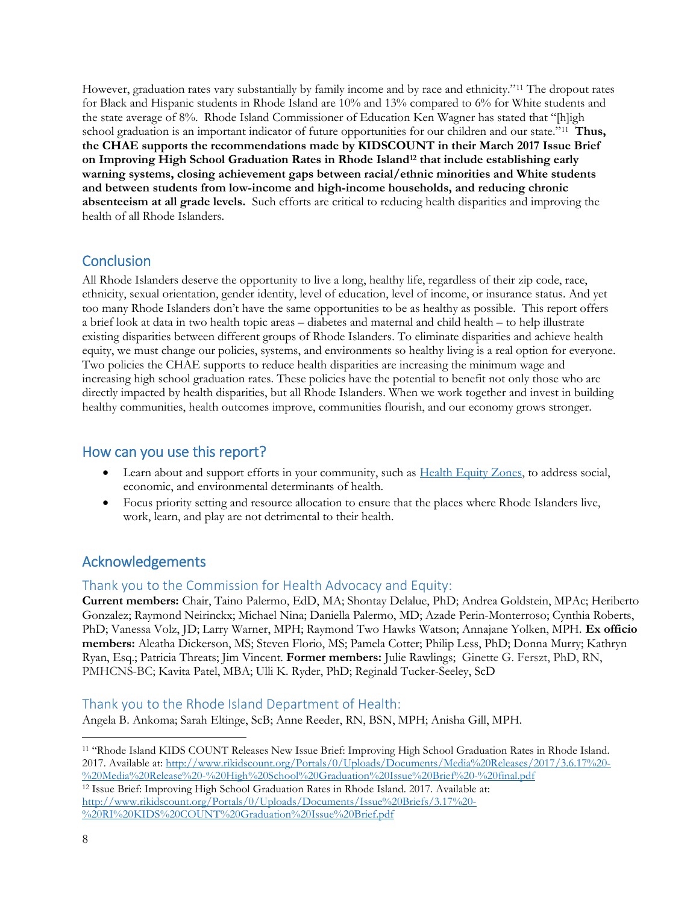However, graduation rates vary substantially by family income and by race and ethnicity."[11] The dropout rates for Black and Hispanic students in Rhode Island are 10% and 13% compared to 6% for White students and the state average of 8%. Rhode Island Commissioner of Education Ken Wagner has stated that "[h]igh school graduation is an important indicator of future opportunities for our children and our state."[11] **Thus, the CHAE supports the recommendations made by KIDSCOUNT in their March 2017 Issue Brief on Improving High School Graduation Rates in Rhode Island[12] that include establishing early warning systems, closing achievement gaps between racial/ethnic minorities and White students and between students from low-income and high-income households, and reducing chronic absenteeism at all grade levels.** Such efforts are critical to reducing health disparities and improving the health of all Rhode Islanders.

## Conclusion

All Rhode Islanders deserve the opportunity to live a long, healthy life, regardless of their zip code, race, ethnicity, sexual orientation, gender identity, level of education, level of income, or insurance status. And yet too many Rhode Islanders don't have the same opportunities to be as healthy as possible. This report offers a brief look at data in two health topic areas – diabetes and maternal and child health – to help illustrate existing disparities between different groups of Rhode Islanders. To eliminate disparities and achieve health equity, we must change our policies, systems, and environments so healthy living is a real option for everyone. Two policies the CHAE supports to reduce health disparities are increasing the minimum wage and increasing high school graduation rates. These policies have the potential to benefit not only those who are directly impacted by health disparities, but all Rhode Islanders. When we work together and invest in building healthy communities, health outcomes improve, communities flourish, and our economy grows stronger.

## How can you use this report?

- Learn about and support efforts in your community, such as Health Equity Zones, to address social, economic, and environmental determinants of health.
- Focus priority setting and resource allocation to ensure that the places where Rhode Islanders live, work, learn, and play are not detrimental to their health.

## Acknowledgements

### Thank you to the Commission for Health Advocacy and Equity:

**Current members:** Chair, Taino Palermo, EdD, MA; Shontay Delalue, PhD; Andrea Goldstein, MPAc; Heriberto Gonzalez; Raymond Neirinckx; Michael Nina; Daniella Palermo, MD; Azade Perin-Monterroso; Cynthia Roberts, PhD; Vanessa Volz, JD; Larry Warner, MPH; Raymond Two Hawks Watson; Annajane Yolken, MPH. **Ex officio members:** Aleatha Dickerson, MS; Steven Florio, MS; Pamela Cotter; Philip Less, PhD; Donna Murry; Kathryn Ryan, Esq.; Patricia Threats; Jim Vincent. **Former members:** Julie Rawlings; Ginette G. Ferszt, PhD, RN, PMHCNS-BC; Kavita Patel, MBA; Ulli K. Ryder, PhD; Reginald Tucker-Seeley, ScD

### Thank you to the Rhode Island Department of Health:

Angela B. Ankoma; Sarah Eltinge, ScB; Anne Reeder, RN, BSN, MPH; Anisha Gill, MPH.

---

[11] "Rhode Island KIDS COUNT Releases New Issue Brief: Improving High School Graduation Rates in Rhode Island. 2017. Available at: http://www.rikidscount.org/Portals/0/Uploads/Documents/Media%20Releases/2017/3.6.17%20-%20Media%20Release%20-%20High%20School%20Graduation%20Issue%20Brief%20-%20final.pdf

[12] Issue Brief: Improving High School Graduation Rates in Rhode Island. 2017. Available at: http://www.rikidscount.org/Portals/0/Uploads/Documents/Issue%20Briefs/3.17%20-%20RI%20KIDS%20COUNT%20Graduation%20Issue%20Brief.pdf